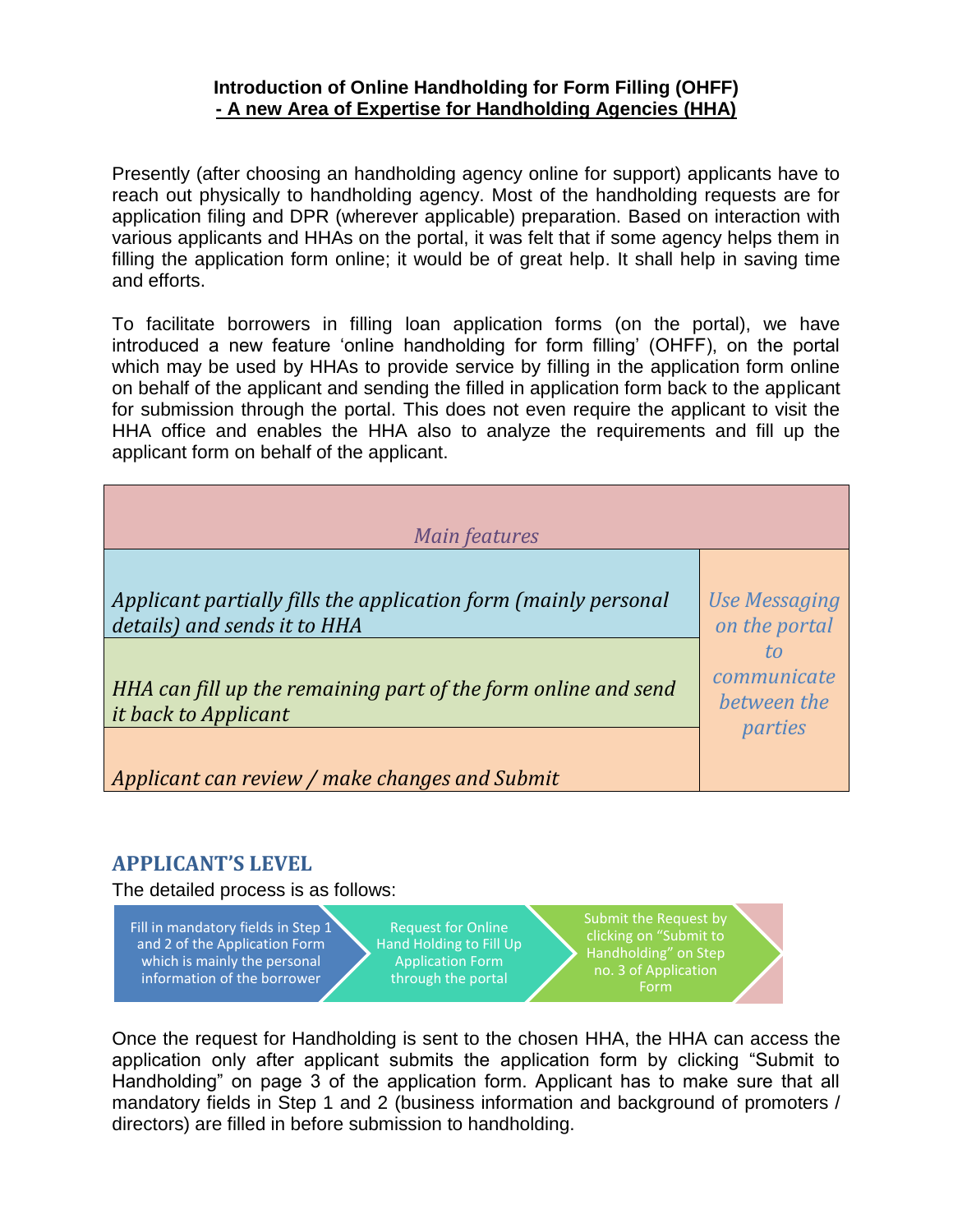**Introduction of Online Handholding for Form Filling (OHFF)**
**- A new Area of Expertise for Handholding Agencies (HHA)**

Presently (after choosing an handholding agency online for support) applicants have to reach out physically to handholding agency. Most of the handholding requests are for application filing and DPR (wherever applicable) preparation. Based on interaction with various applicants and HHAs on the portal, it was felt that if some agency helps them in filling the application form online; it would be of great help. It shall help in saving time and efforts.

To facilitate borrowers in filling loan application forms (on the portal), we have introduced a new feature 'online handholding for form filling' (OHFF), on the portal which may be used by HHAs to provide service by filling in the application form online on behalf of the applicant and sending the filled in application form back to the applicant for submission through the portal. This does not even require the applicant to visit the HHA office and enables the HHA also to analyze the requirements and fill up the applicant form on behalf of the applicant.

| *Main features* | |
|---|---|
| *Applicant partially fills the application form (mainly personal details) and sends it to HHA* | *Use Messaging on the portal to communicate between the parties* |
| *HHA can fill up the remaining part of the form online and send it back to Applicant* | |
| *Applicant can review / make changes and Submit* | |

## APPLICANT'S LEVEL

The detailed process is as follows:

1. Fill in mandatory fields in Step 1 and 2 of the Application Form which is mainly the personal information of the borrower
2. Request for Online Hand Holding to Fill Up Application Form through the portal
3. Submit the Request by clicking on "Submit to Handholding" on Step no. 3 of Application Form

Once the request for Handholding is sent to the chosen HHA, the HHA can access the application only after applicant submits the application form by clicking "Submit to Handholding" on page 3 of the application form. Applicant has to make sure that all mandatory fields in Step 1 and 2 (business information and background of promoters / directors) are filled in before submission to handholding.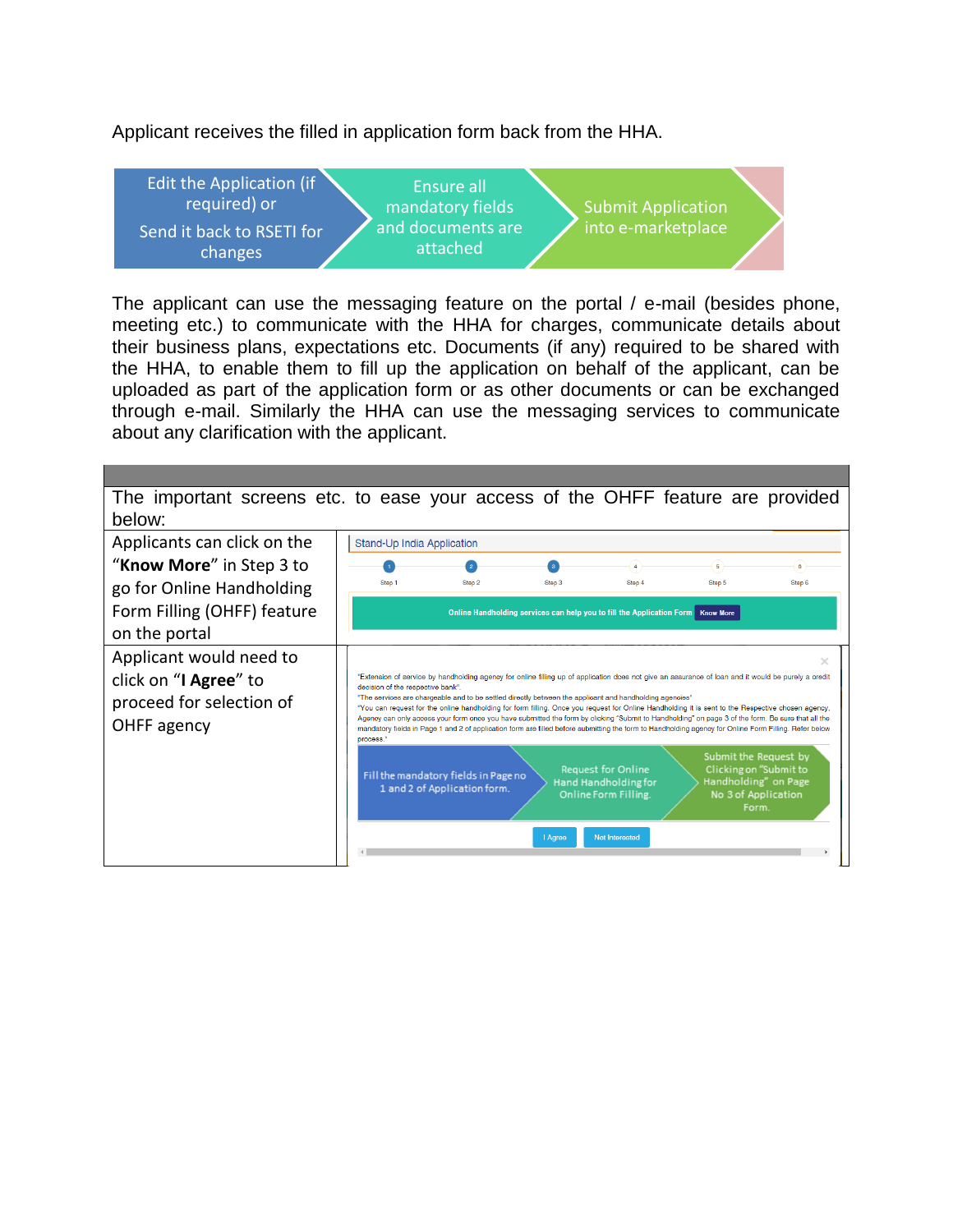Applicant receives the filled in application form back from the HHA.

Edit the Application (if required) or Send it back to RSETI for changes → Ensure all mandatory fields and documents are attached → Submit Application into e-marketplace

The applicant can use the messaging feature on the portal / e-mail (besides phone, meeting etc.) to communicate with the HHA for charges, communicate details about their business plans, expectations etc. Documents (if any) required to be shared with the HHA, to enable them to fill up the application on behalf of the applicant, can be uploaded as part of the application form or as other documents or can be exchanged through e-mail. Similarly the HHA can use the messaging services to communicate about any clarification with the applicant.

| The important screens etc. to ease your access of the OHFF feature are provided below: | |
|---|---|
| Applicants can click on the "**Know More**" in Step 3 to go for Online Handholding Form Filling (OHFF) feature on the portal | Stand-Up India Application<br>Step 1 Step 2 Step 3 Step 4 Step 5 Step 6<br>Online Handholding services can help you to fill the Application Form [Know More] |
| Applicant would need to click on "**I Agree**" to proceed for selection of OHFF agency | "Extension of service by handholding agency for online filling up of application does not give an assurance of loan and it would be purely a credit decision of the respective bank".<br>"The services are chargeable and to be settled directly between the applicant and handholding agencies"<br>"You can request for the online handholding for form filling. Once you request for Online Handholding it is sent to the Respective chosen agency. Agency can only access your form once you have submitted the form by clicking "Submit to Handholding" on page 3 of the form. Be sure that all the mandatory fields in Page 1 and 2 of application form are filled before submitting the form to Handholding agency for Online Form Filling. Refer below process."<br>Fill the mandatory fields in Page no 1 and 2 of Application form. → Request for Online Hand Handholding for Online Form Filling. → Submit the Request by Clicking on "Submit to Handholding" on Page No 3 of Application Form.<br>[I Agree] [Not Interested] |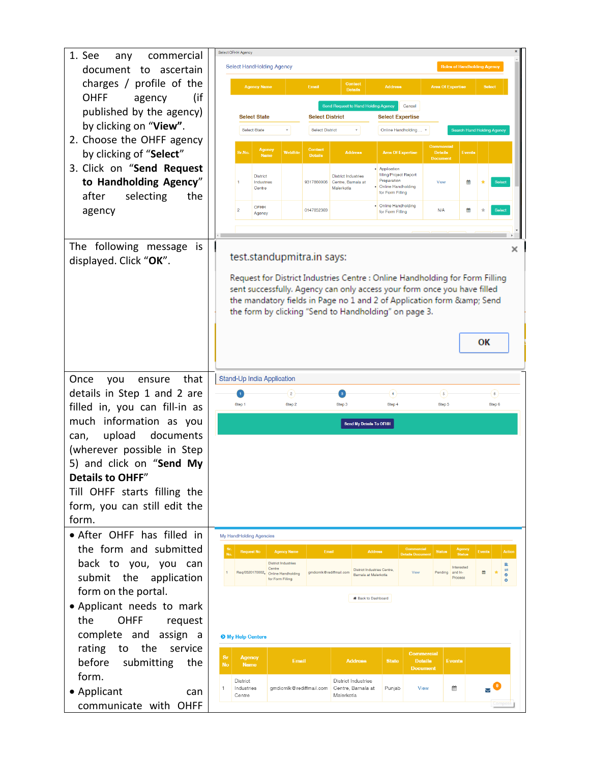| | |
|---|---|
| 1. See any commercial document to ascertain charges / profile of the OHFF agency (if published by the agency) by clicking on "**View**".<br>2. Choose the OHFF agency by clicking of "**Select**"<br>3. Click on "**Send Request to Handholding Agency**" after selecting the agency | |
| The following message is displayed. Click "**OK**". | |
| Once you ensure that details in Step 1 and 2 are filled in, you can fill-in as much information as you can, upload documents (wherever possible in Step 5) and click on "**Send My Details to OHFF**"<br>Till OHFF starts filling the form, you can still edit the form. | |
| • After OHFF has filled in the form and submitted back to you, you can submit the application form on the portal.<br>• Applicant needs to mark the OHFF request complete and assign a rating to the service before submitting the form.<br>• Applicant can communicate with OHFF | |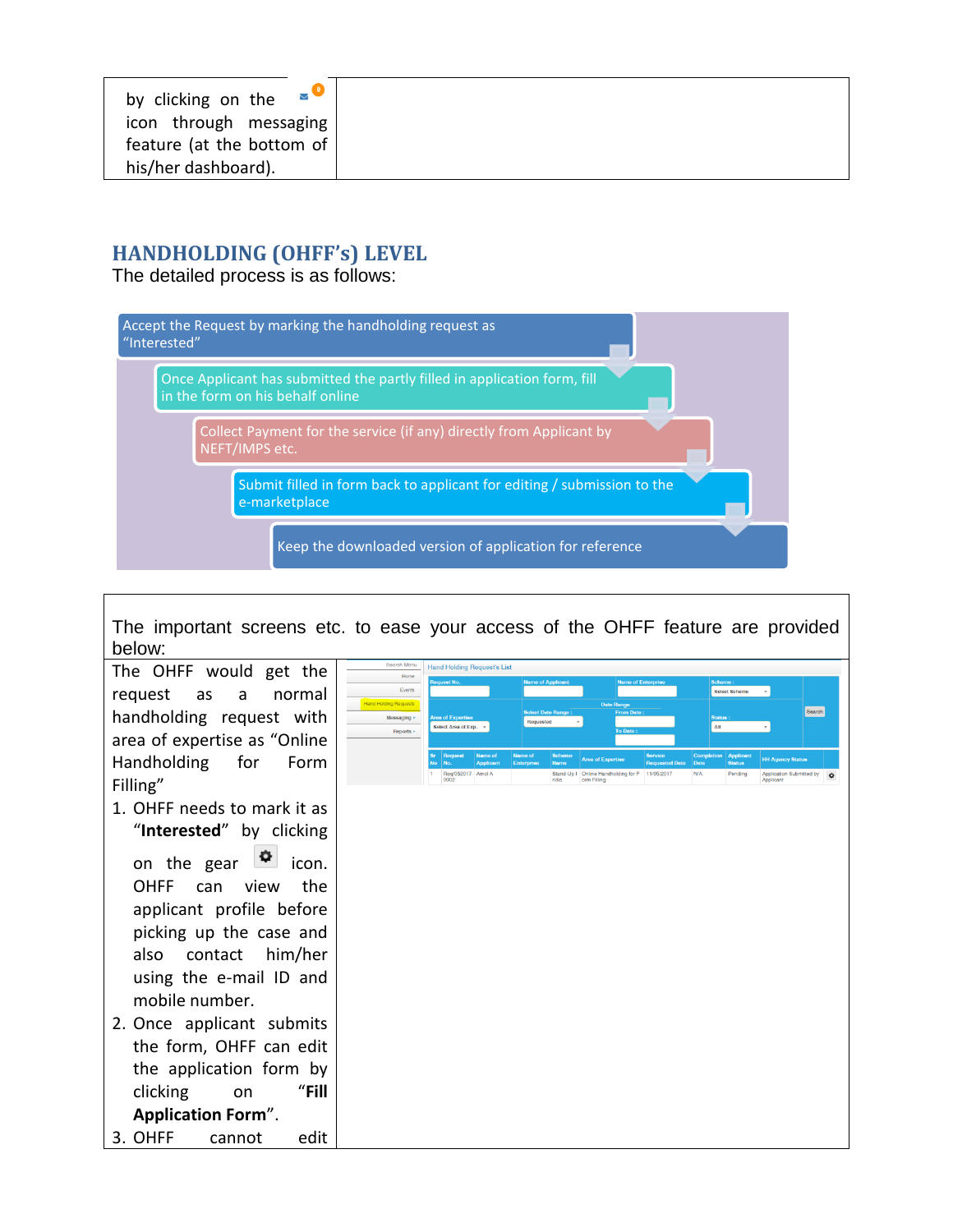| by clicking on the icon through messaging feature (at the bottom of his/her dashboard). | |
|---|---|

## HANDHOLDING (OHFF's) LEVEL

The detailed process is as follows:

- Accept the Request by marking the handholding request as "Interested"
- Once Applicant has submitted the partly filled in application form, fill in the form on his behalf online
- Collect Payment for the service (if any) directly from Applicant by NEFT/IMPS etc.
- Submit filled in form back to applicant for editing / submission to the e-marketplace
- Keep the downloaded version of application for reference

| The important screens etc. to ease your access of the OHFF feature are provided below: | |
|---|---|
| The OHFF would get the request as a normal handholding request with area of expertise as "Online Handholding for Form Filling"<br>1. OHFF needs to mark it as "**Interested**" by clicking on the gear icon. OHFF can view the applicant profile before picking up the case and also contact him/her using the e-mail ID and mobile number.<br>2. Once applicant submits the form, OHFF can edit the application form by clicking on "**Fill Application Form**".<br>3. OHFF cannot edit | |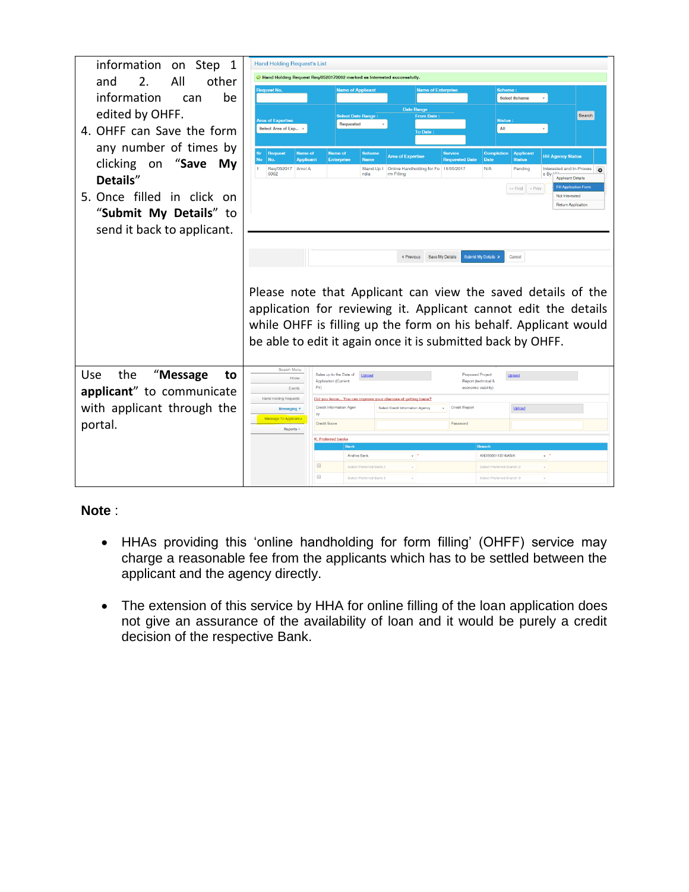| | |
|---|---|
| information on Step 1 and 2. All other information can be edited by OHFF.<br>4. OHFF can Save the form any number of times by clicking on "**Save My Details**"<br>5. Once filled in click on "**Submit My Details**" to send it back to applicant. | Please note that Applicant can view the saved details of the application for reviewing it. Applicant cannot edit the details while OHFF is filling up the form on his behalf. Applicant would be able to edit it again once it is submitted back by OHFF. |
| Use the "**Message to applicant**" to communicate with applicant through the portal. | |

**Note** :

- HHAs providing this 'online handholding for form filling' (OHFF) service may charge a reasonable fee from the applicants which has to be settled between the applicant and the agency directly.
- The extension of this service by HHA for online filling of the loan application does not give an assurance of the availability of loan and it would be purely a credit decision of the respective Bank.